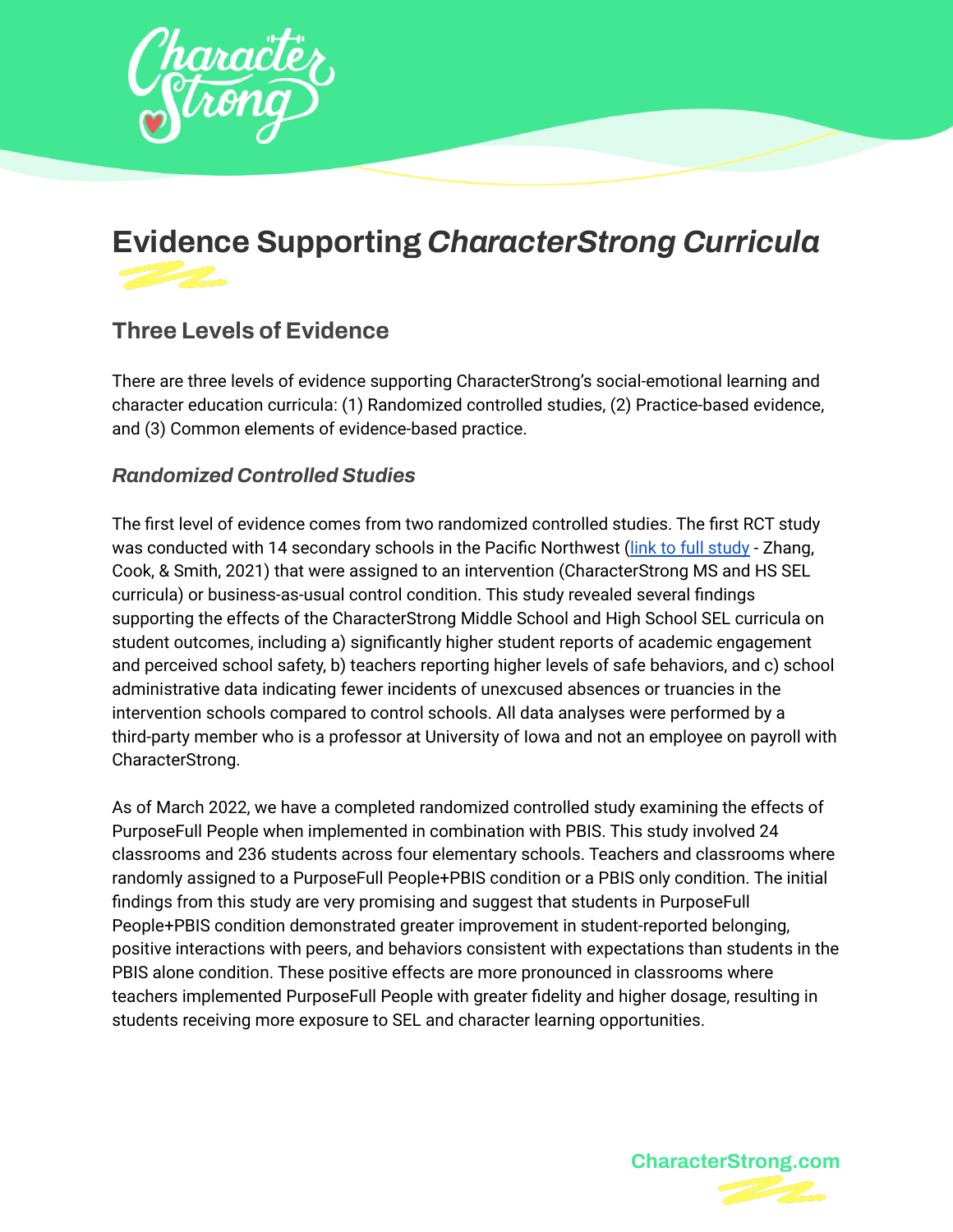# Evidence Supporting *CharacterStrong Curricula*

## Three Levels of Evidence

There are three levels of evidence supporting CharacterStrong's social-emotional learning and character education curricula: (1) Randomized controlled studies, (2) Practice-based evidence, and (3) Common elements of evidence-based practice.

### *Randomized Controlled Studies*

The first level of evidence comes from two randomized controlled studies. The first RCT study was conducted with 14 secondary schools in the Pacific Northwest (link to full study - Zhang, Cook, & Smith, 2021) that were assigned to an intervention (CharacterStrong MS and HS SEL curricula) or business-as-usual control condition. This study revealed several findings supporting the effects of the CharacterStrong Middle School and High School SEL curricula on student outcomes, including a) significantly higher student reports of academic engagement and perceived school safety, b) teachers reporting higher levels of safe behaviors, and c) school administrative data indicating fewer incidents of unexcused absences or truancies in the intervention schools compared to control schools. All data analyses were performed by a third-party member who is a professor at University of Iowa and not an employee on payroll with CharacterStrong.

As of March 2022, we have a completed randomized controlled study examining the effects of PurposeFull People when implemented in combination with PBIS. This study involved 24 classrooms and 236 students across four elementary schools. Teachers and classrooms where randomly assigned to a PurposeFull People+PBIS condition or a PBIS only condition. The initial findings from this study are very promising and suggest that students in PurposeFull People+PBIS condition demonstrated greater improvement in student-reported belonging, positive interactions with peers, and behaviors consistent with expectations than students in the PBIS alone condition. These positive effects are more pronounced in classrooms where teachers implemented PurposeFull People with greater fidelity and higher dosage, resulting in students receiving more exposure to SEL and character learning opportunities.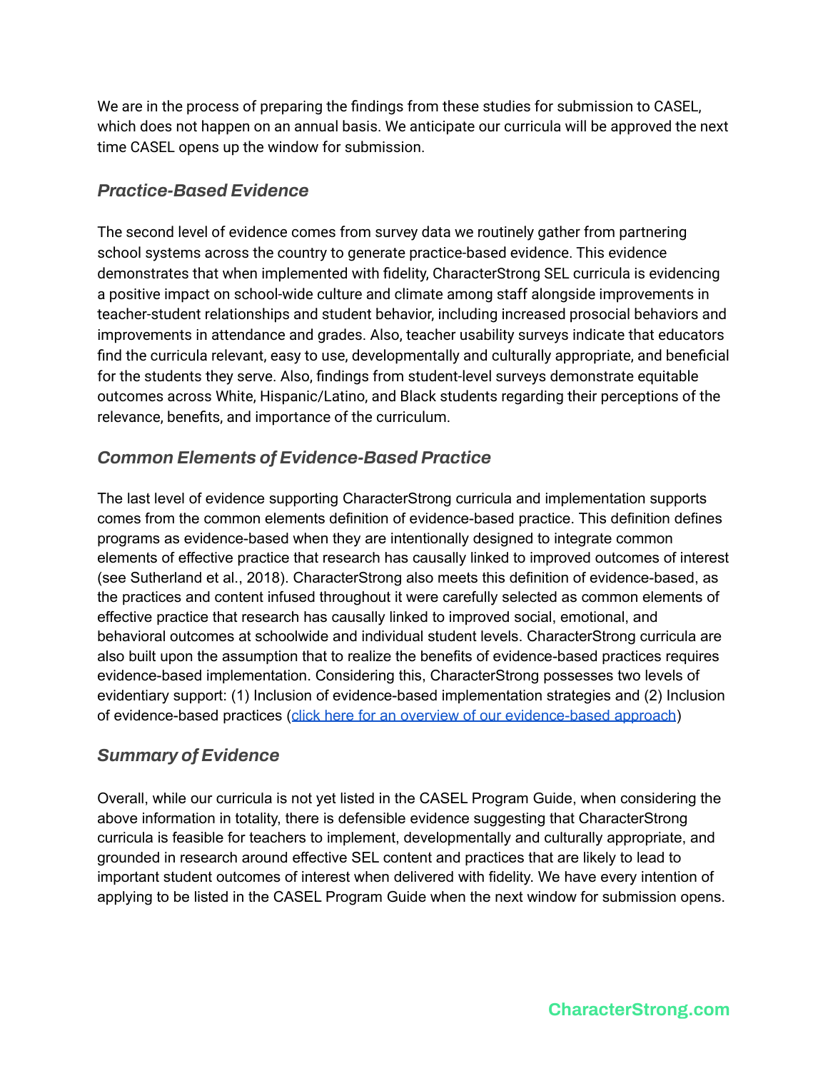We are in the process of preparing the findings from these studies for submission to CASEL, which does not happen on an annual basis. We anticipate our curricula will be approved the next time CASEL opens up the window for submission.

### *Practice-Based Evidence*

The second level of evidence comes from survey data we routinely gather from partnering school systems across the country to generate practice-based evidence. This evidence demonstrates that when implemented with fidelity, CharacterStrong SEL curricula is evidencing a positive impact on school-wide culture and climate among staff alongside improvements in teacher-student relationships and student behavior, including increased prosocial behaviors and improvements in attendance and grades. Also, teacher usability surveys indicate that educators find the curricula relevant, easy to use, developmentally and culturally appropriate, and beneficial for the students they serve. Also, findings from student-level surveys demonstrate equitable outcomes across White, Hispanic/Latino, and Black students regarding their perceptions of the relevance, benefits, and importance of the curriculum.

### *Common Elements of Evidence-Based Practice*

The last level of evidence supporting CharacterStrong curricula and implementation supports comes from the common elements definition of evidence-based practice. This definition defines programs as evidence-based when they are intentionally designed to integrate common elements of effective practice that research has causally linked to improved outcomes of interest (see Sutherland et al., 2018). CharacterStrong also meets this definition of evidence-based, as the practices and content infused throughout it were carefully selected as common elements of effective practice that research has causally linked to improved social, emotional, and behavioral outcomes at schoolwide and individual student levels. CharacterStrong curricula are also built upon the assumption that to realize the benefits of evidence-based practices requires evidence-based implementation. Considering this, CharacterStrong possesses two levels of evidentiary support: (1) Inclusion of evidence-based implementation strategies and (2) Inclusion of evidence-based practices (click here for an overview of our evidence-based approach)

### *Summary of Evidence*

Overall, while our curricula is not yet listed in the CASEL Program Guide, when considering the above information in totality, there is defensible evidence suggesting that CharacterStrong curricula is feasible for teachers to implement, developmentally and culturally appropriate, and grounded in research around effective SEL content and practices that are likely to lead to important student outcomes of interest when delivered with fidelity. We have every intention of applying to be listed in the CASEL Program Guide when the next window for submission opens.